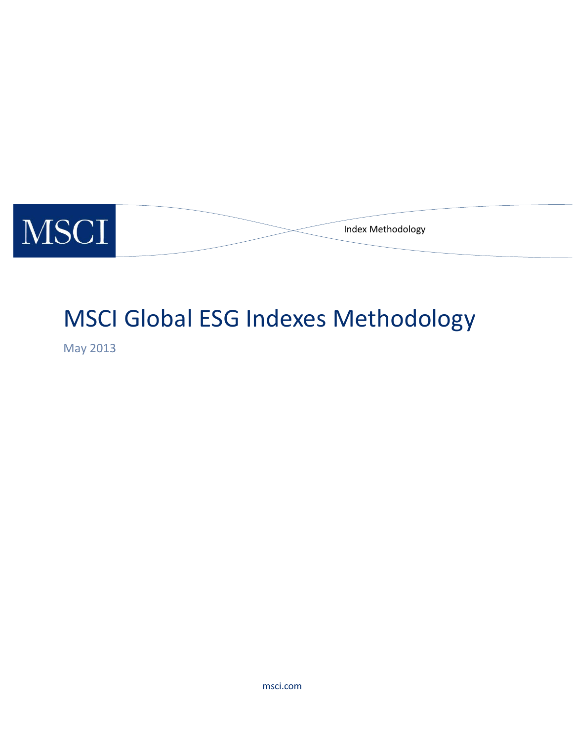MSCI

Index Methodology

# MSCI Global ESG Indexes Methodology

May 2013

msci.com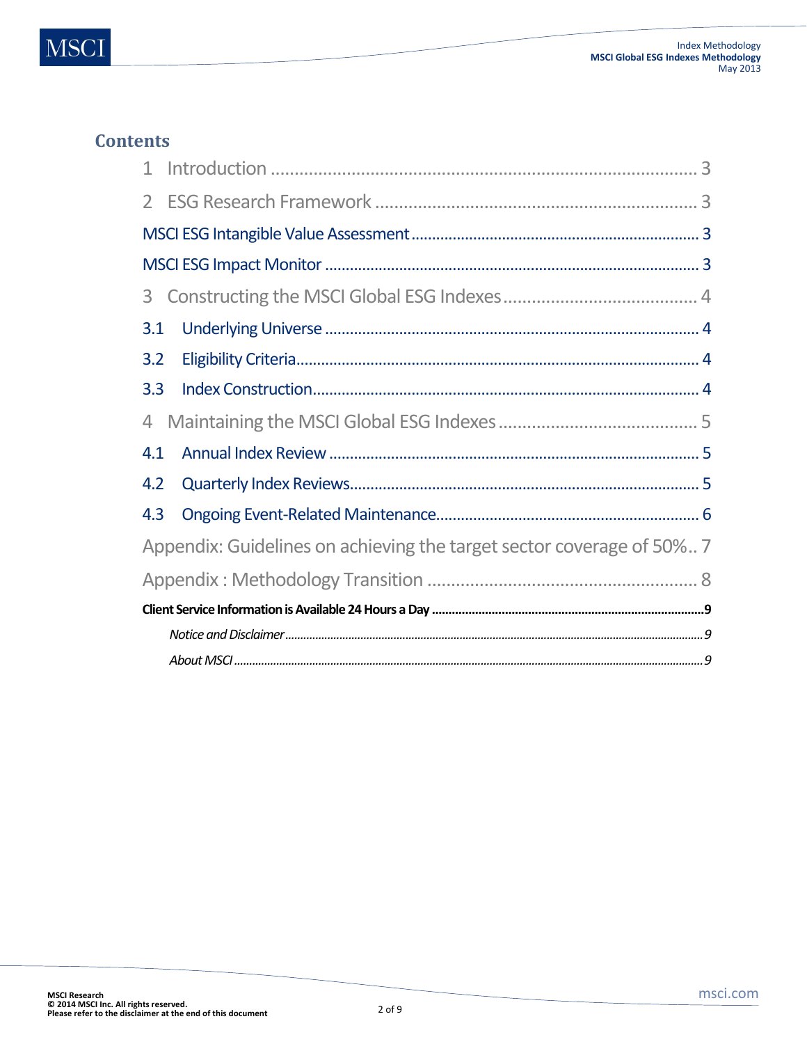## Contents

1 Introduction ........................................................................................ 3

2 ESG Research Framework ..................................................................... 3

MSCI ESG Intangible Value Assessment ..................................................... 3

MSCI ESG Impact Monitor .......................................................................... 3

3 Constructing the MSCI Global ESG Indexes ......................................... 4

3.1 Underlying Universe ............................................................................ 4

3.2 Eligibility Criteria ................................................................................. 4

3.3 Index Construction .............................................................................. 4

4 Maintaining the MSCI Global ESG Indexes .......................................... 5

4.1 Annual Index Review .......................................................................... 5

4.2 Quarterly Index Reviews ..................................................................... 5

4.3 Ongoing Event-Related Maintenance .................................................. 6

Appendix: Guidelines on achieving the target sector coverage of 50%.. 7

Appendix : Methodology Transition ......................................................... 8

**Client Service Information is Available 24 Hours a Day** .......................... 9

*Notice and Disclaimer* ............................................................................. 9

*About MSCI* ............................................................................................ 9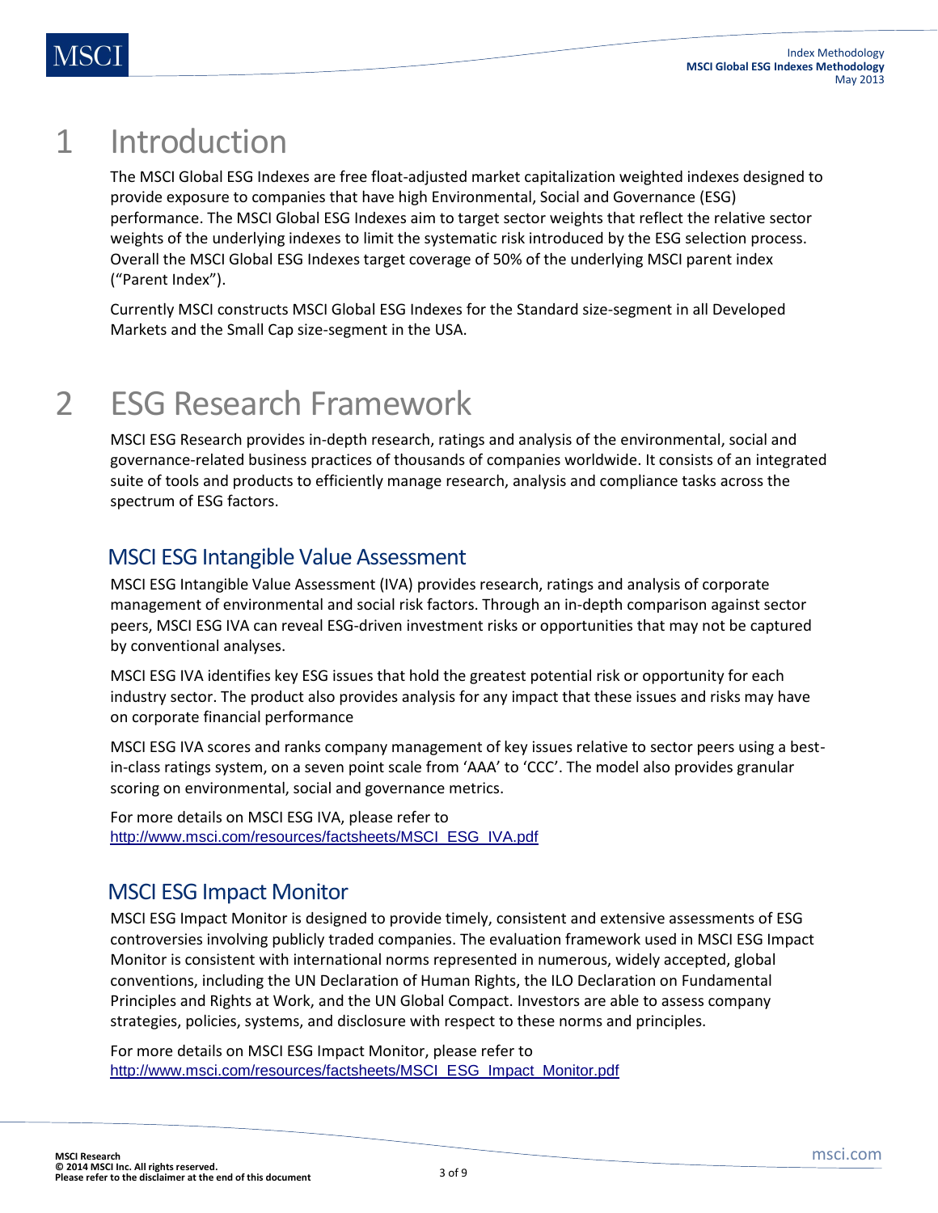# 1 Introduction

The MSCI Global ESG Indexes are free float-adjusted market capitalization weighted indexes designed to provide exposure to companies that have high Environmental, Social and Governance (ESG) performance. The MSCI Global ESG Indexes aim to target sector weights that reflect the relative sector weights of the underlying indexes to limit the systematic risk introduced by the ESG selection process. Overall the MSCI Global ESG Indexes target coverage of 50% of the underlying MSCI parent index ("Parent Index").

Currently MSCI constructs MSCI Global ESG Indexes for the Standard size-segment in all Developed Markets and the Small Cap size-segment in the USA.

# 2 ESG Research Framework

MSCI ESG Research provides in-depth research, ratings and analysis of the environmental, social and governance-related business practices of thousands of companies worldwide. It consists of an integrated suite of tools and products to efficiently manage research, analysis and compliance tasks across the spectrum of ESG factors.

## MSCI ESG Intangible Value Assessment

MSCI ESG Intangible Value Assessment (IVA) provides research, ratings and analysis of corporate management of environmental and social risk factors. Through an in-depth comparison against sector peers, MSCI ESG IVA can reveal ESG-driven investment risks or opportunities that may not be captured by conventional analyses.

MSCI ESG IVA identifies key ESG issues that hold the greatest potential risk or opportunity for each industry sector. The product also provides analysis for any impact that these issues and risks may have on corporate financial performance

MSCI ESG IVA scores and ranks company management of key issues relative to sector peers using a best-in-class ratings system, on a seven point scale from 'AAA' to 'CCC'. The model also provides granular scoring on environmental, social and governance metrics.

For more details on MSCI ESG IVA, please refer to
http://www.msci.com/resources/factsheets/MSCI_ESG_IVA.pdf

## MSCI ESG Impact Monitor

MSCI ESG Impact Monitor is designed to provide timely, consistent and extensive assessments of ESG controversies involving publicly traded companies. The evaluation framework used in MSCI ESG Impact Monitor is consistent with international norms represented in numerous, widely accepted, global conventions, including the UN Declaration of Human Rights, the ILO Declaration on Fundamental Principles and Rights at Work, and the UN Global Compact. Investors are able to assess company strategies, policies, systems, and disclosure with respect to these norms and principles.

For more details on MSCI ESG Impact Monitor, please refer to
http://www.msci.com/resources/factsheets/MSCI_ESG_Impact_Monitor.pdf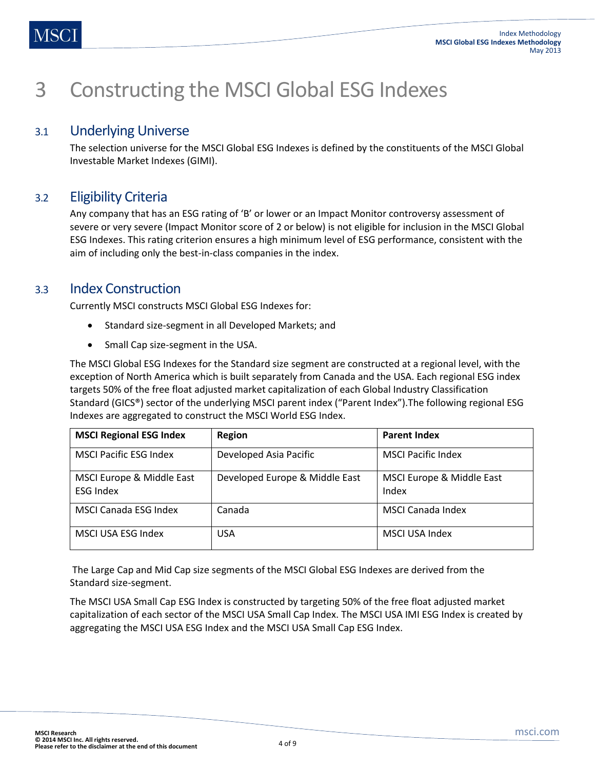# 3 Constructing the MSCI Global ESG Indexes

## 3.1 Underlying Universe

The selection universe for the MSCI Global ESG Indexes is defined by the constituents of the MSCI Global Investable Market Indexes (GIMI).

## 3.2 Eligibility Criteria

Any company that has an ESG rating of 'B' or lower or an Impact Monitor controversy assessment of severe or very severe (Impact Monitor score of 2 or below) is not eligible for inclusion in the MSCI Global ESG Indexes. This rating criterion ensures a high minimum level of ESG performance, consistent with the aim of including only the best-in-class companies in the index.

## 3.3 Index Construction

Currently MSCI constructs MSCI Global ESG Indexes for:

- Standard size-segment in all Developed Markets; and
- Small Cap size-segment in the USA.

The MSCI Global ESG Indexes for the Standard size segment are constructed at a regional level, with the exception of North America which is built separately from Canada and the USA. Each regional ESG index targets 50% of the free float adjusted market capitalization of each Global Industry Classification Standard (GICS®) sector of the underlying MSCI parent index ("Parent Index").The following regional ESG Indexes are aggregated to construct the MSCI World ESG Index.

| MSCI Regional ESG Index | Region | Parent Index |
|---|---|---|
| MSCI Pacific ESG Index | Developed Asia Pacific | MSCI Pacific Index |
| MSCI Europe & Middle East ESG Index | Developed Europe & Middle East | MSCI Europe & Middle East Index |
| MSCI Canada ESG Index | Canada | MSCI Canada Index |
| MSCI USA ESG Index | USA | MSCI USA Index |

The Large Cap and Mid Cap size segments of the MSCI Global ESG Indexes are derived from the Standard size-segment.

The MSCI USA Small Cap ESG Index is constructed by targeting 50% of the free float adjusted market capitalization of each sector of the MSCI USA Small Cap Index. The MSCI USA IMI ESG Index is created by aggregating the MSCI USA ESG Index and the MSCI USA Small Cap ESG Index.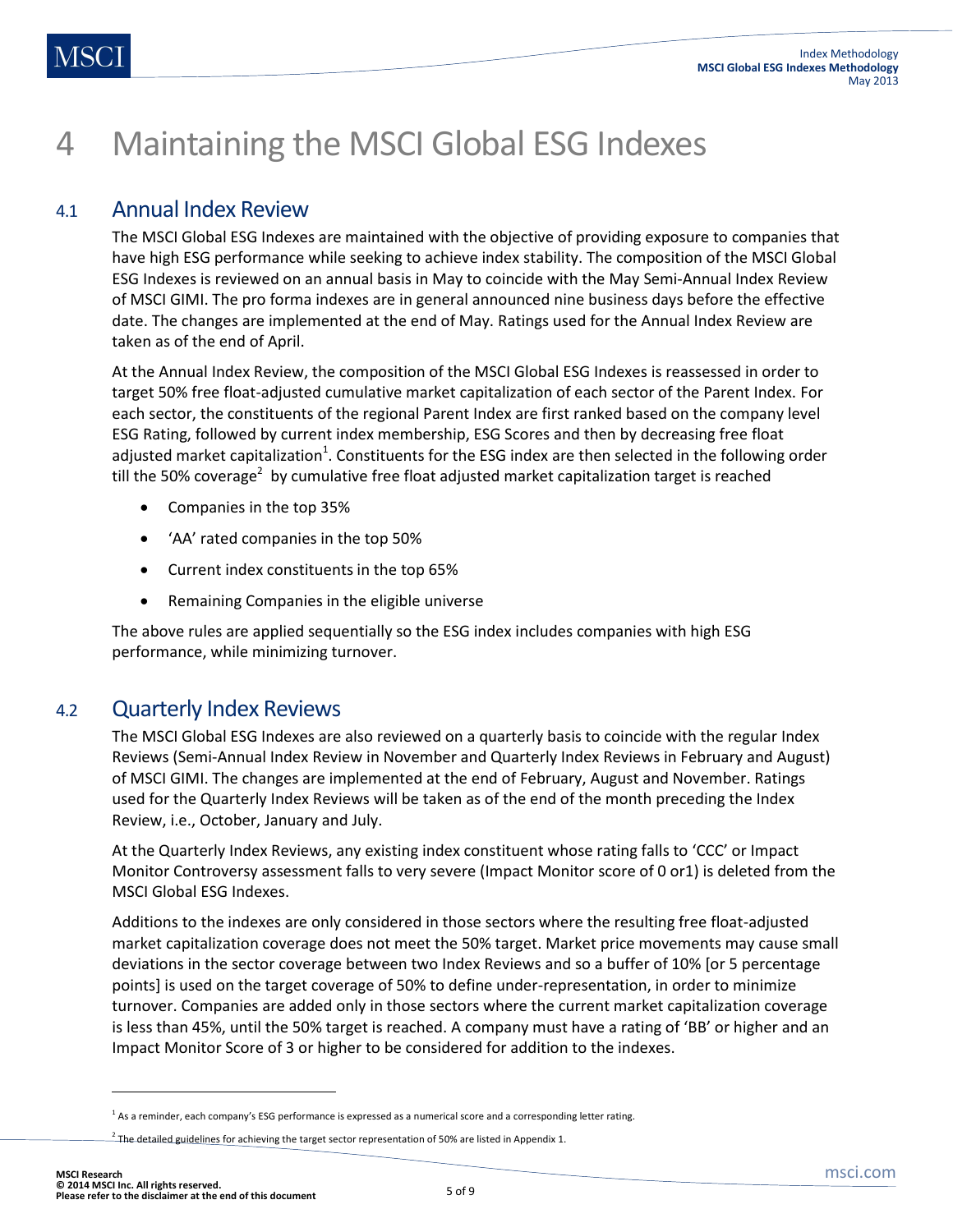# 4 Maintaining the MSCI Global ESG Indexes

## 4.1 Annual Index Review

The MSCI Global ESG Indexes are maintained with the objective of providing exposure to companies that have high ESG performance while seeking to achieve index stability. The composition of the MSCI Global ESG Indexes is reviewed on an annual basis in May to coincide with the May Semi-Annual Index Review of MSCI GIMI. The pro forma indexes are in general announced nine business days before the effective date. The changes are implemented at the end of May. Ratings used for the Annual Index Review are taken as of the end of April.

At the Annual Index Review, the composition of the MSCI Global ESG Indexes is reassessed in order to target 50% free float-adjusted cumulative market capitalization of each sector of the Parent Index. For each sector, the constituents of the regional Parent Index are first ranked based on the company level ESG Rating, followed by current index membership, ESG Scores and then by decreasing free float adjusted market capitalization[1]. Constituents for the ESG index are then selected in the following order till the 50% coverage[2] by cumulative free float adjusted market capitalization target is reached

- Companies in the top 35%
- 'AA' rated companies in the top 50%
- Current index constituents in the top 65%
- Remaining Companies in the eligible universe

The above rules are applied sequentially so the ESG index includes companies with high ESG performance, while minimizing turnover.

## 4.2 Quarterly Index Reviews

The MSCI Global ESG Indexes are also reviewed on a quarterly basis to coincide with the regular Index Reviews (Semi-Annual Index Review in November and Quarterly Index Reviews in February and August) of MSCI GIMI. The changes are implemented at the end of February, August and November. Ratings used for the Quarterly Index Reviews will be taken as of the end of the month preceding the Index Review, i.e., October, January and July.

At the Quarterly Index Reviews, any existing index constituent whose rating falls to 'CCC' or Impact Monitor Controversy assessment falls to very severe (Impact Monitor score of 0 or1) is deleted from the MSCI Global ESG Indexes.

Additions to the indexes are only considered in those sectors where the resulting free float-adjusted market capitalization coverage does not meet the 50% target. Market price movements may cause small deviations in the sector coverage between two Index Reviews and so a buffer of 10% [or 5 percentage points] is used on the target coverage of 50% to define under-representation, in order to minimize turnover. Companies are added only in those sectors where the current market capitalization coverage is less than 45%, until the 50% target is reached. A company must have a rating of 'BB' or higher and an Impact Monitor Score of 3 or higher to be considered for addition to the indexes.

---

[1] As a reminder, each company's ESG performance is expressed as a numerical score and a corresponding letter rating.

[2] The detailed guidelines for achieving the target sector representation of 50% are listed in Appendix 1.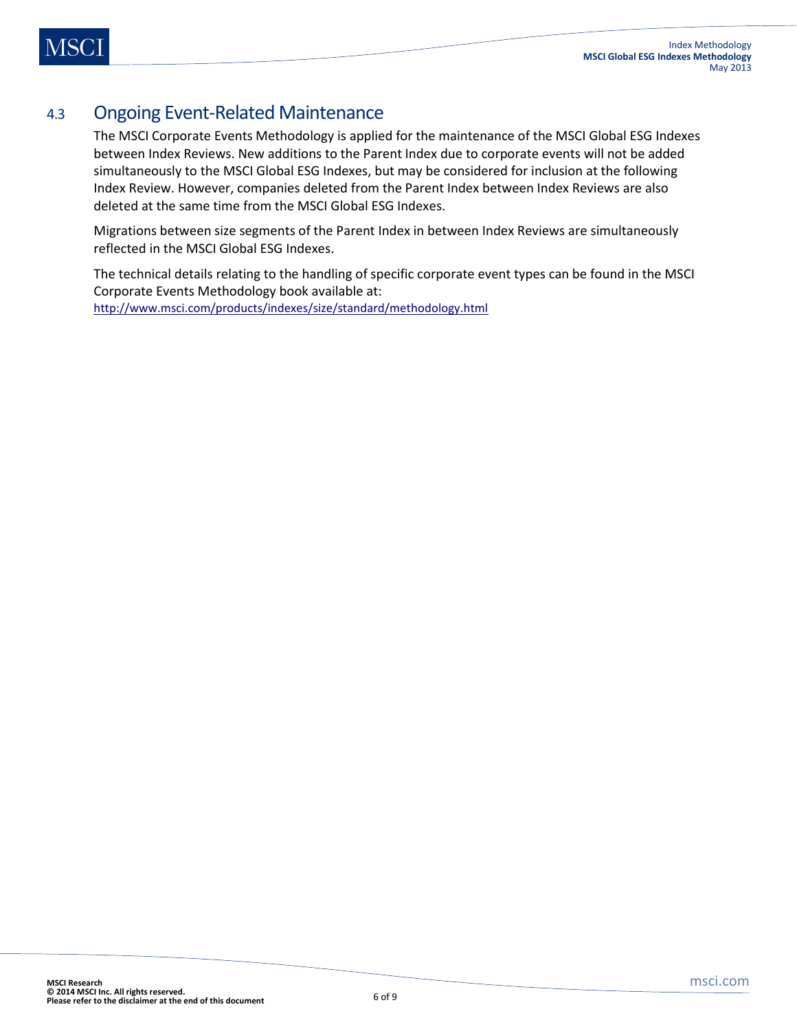## 4.3 Ongoing Event-Related Maintenance

The MSCI Corporate Events Methodology is applied for the maintenance of the MSCI Global ESG Indexes between Index Reviews. New additions to the Parent Index due to corporate events will not be added simultaneously to the MSCI Global ESG Indexes, but may be considered for inclusion at the following Index Review. However, companies deleted from the Parent Index between Index Reviews are also deleted at the same time from the MSCI Global ESG Indexes.

Migrations between size segments of the Parent Index in between Index Reviews are simultaneously reflected in the MSCI Global ESG Indexes.

The technical details relating to the handling of specific corporate event types can be found in the MSCI Corporate Events Methodology book available at:
http://www.msci.com/products/indexes/size/standard/methodology.html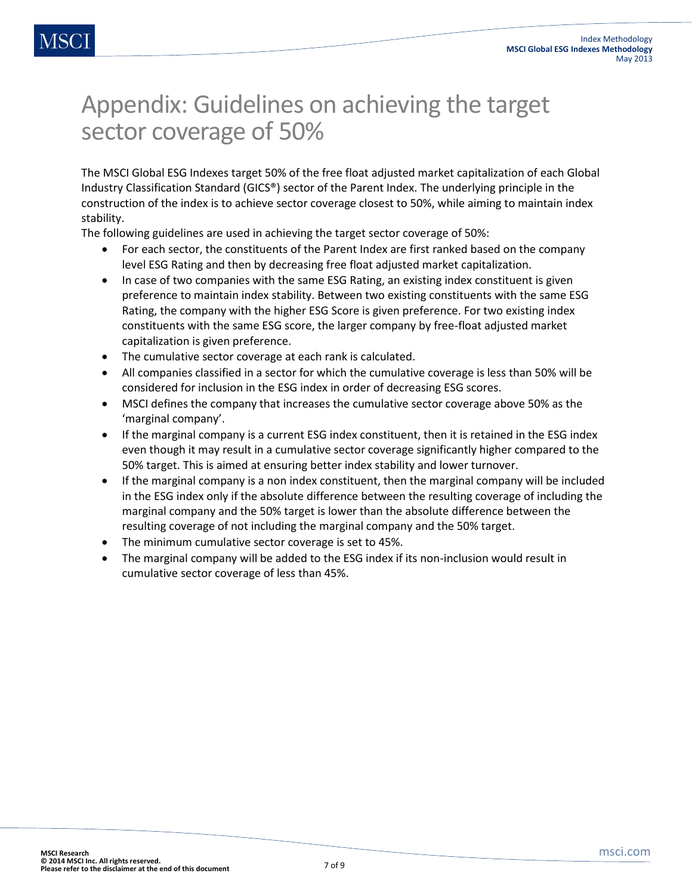# Appendix: Guidelines on achieving the target sector coverage of 50%

The MSCI Global ESG Indexes target 50% of the free float adjusted market capitalization of each Global Industry Classification Standard (GICS®) sector of the Parent Index. The underlying principle in the construction of the index is to achieve sector coverage closest to 50%, while aiming to maintain index stability.

The following guidelines are used in achieving the target sector coverage of 50%:

- For each sector, the constituents of the Parent Index are first ranked based on the company level ESG Rating and then by decreasing free float adjusted market capitalization.
- In case of two companies with the same ESG Rating, an existing index constituent is given preference to maintain index stability. Between two existing constituents with the same ESG Rating, the company with the higher ESG Score is given preference. For two existing index constituents with the same ESG score, the larger company by free-float adjusted market capitalization is given preference.
- The cumulative sector coverage at each rank is calculated.
- All companies classified in a sector for which the cumulative coverage is less than 50% will be considered for inclusion in the ESG index in order of decreasing ESG scores.
- MSCI defines the company that increases the cumulative sector coverage above 50% as the 'marginal company'.
- If the marginal company is a current ESG index constituent, then it is retained in the ESG index even though it may result in a cumulative sector coverage significantly higher compared to the 50% target. This is aimed at ensuring better index stability and lower turnover.
- If the marginal company is a non index constituent, then the marginal company will be included in the ESG index only if the absolute difference between the resulting coverage of including the marginal company and the 50% target is lower than the absolute difference between the resulting coverage of not including the marginal company and the 50% target.
- The minimum cumulative sector coverage is set to 45%.
- The marginal company will be added to the ESG index if its non-inclusion would result in cumulative sector coverage of less than 45%.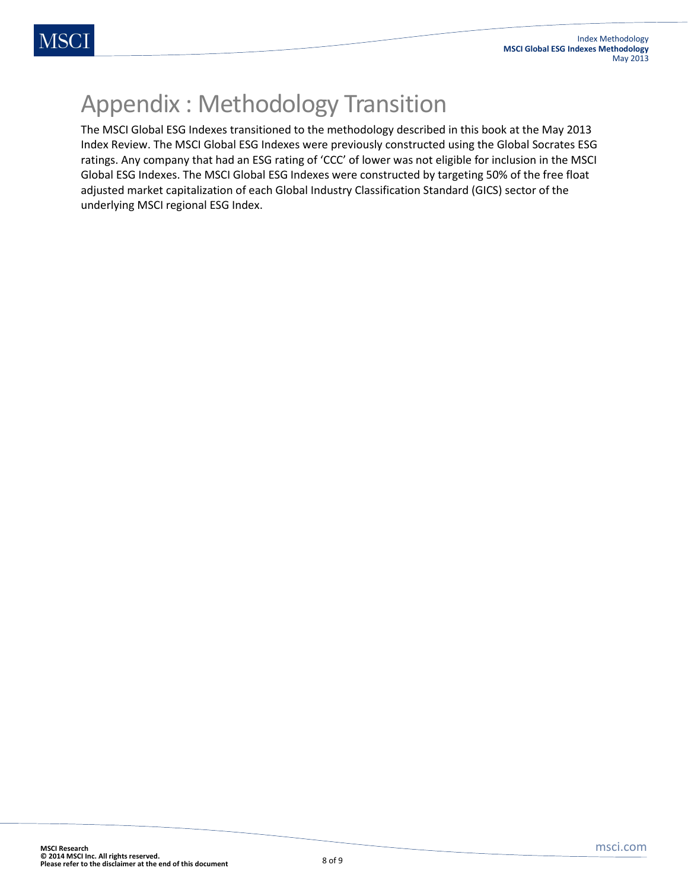# Appendix : Methodology Transition

The MSCI Global ESG Indexes transitioned to the methodology described in this book at the May 2013 Index Review. The MSCI Global ESG Indexes were previously constructed using the Global Socrates ESG ratings. Any company that had an ESG rating of 'CCC' of lower was not eligible for inclusion in the MSCI Global ESG Indexes. The MSCI Global ESG Indexes were constructed by targeting 50% of the free float adjusted market capitalization of each Global Industry Classification Standard (GICS) sector of the underlying MSCI regional ESG Index.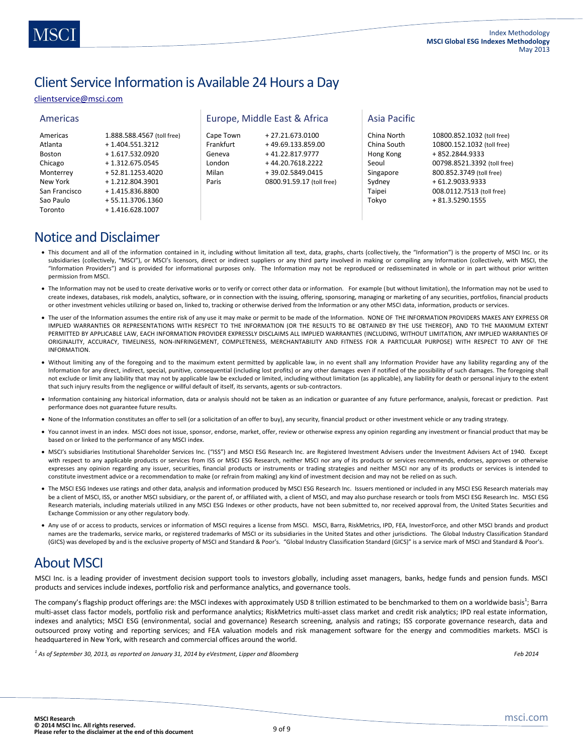# Client Service Information is Available 24 Hours a Day

clientservice@msci.com

## Americas

| | |
|---|---|
| Americas | 1.888.588.4567 (toll free) |
| Atlanta | + 1.404.551.3212 |
| Boston | + 1.617.532.0920 |
| Chicago | + 1.312.675.0545 |
| Monterrey | + 52.81.1253.4020 |
| New York | + 1.212.804.3901 |
| San Francisco | + 1.415.836.8800 |
| Sao Paulo | + 55.11.3706.1360 |
| Toronto | + 1.416.628.1007 |

## Europe, Middle East & Africa

| | |
|---|---|
| Cape Town | + 27.21.673.0100 |
| Frankfurt | + 49.69.133.859.00 |
| Geneva | + 41.22.817.9777 |
| London | + 44.20.7618.2222 |
| Milan | + 39.02.5849.0415 |
| Paris | 0800.91.59.17 (toll free) |

## Asia Pacific

| | |
|---|---|
| China North | 10800.852.1032 (toll free) |
| China South | 10800.152.1032 (toll free) |
| Hong Kong | + 852.2844.9333 |
| Seoul | 00798.8521.3392 (toll free) |
| Singapore | 800.852.3749 (toll free) |
| Sydney | + 61.2.9033.9333 |
| Taipei | 008.0112.7513 (toll free) |
| Tokyo | + 81.3.5290.1555 |

# Notice and Disclaimer

- This document and all of the information contained in it, including without limitation all text, data, graphs, charts (collectively, the "Information") is the property of MSCI Inc. or its subsidiaries (collectively, "MSCI"), or MSCI's licensors, direct or indirect suppliers or any third party involved in making or compiling any Information (collectively, with MSCI, the "Information Providers") and is provided for informational purposes only. The Information may not be reproduced or redisseminated in whole or in part without prior written permission from MSCI.
- The Information may not be used to create derivative works or to verify or correct other data or information. For example (but without limitation), the Information may not be used to create indexes, databases, risk models, analytics, software, or in connection with the issuing, offering, sponsoring, managing or marketing of any securities, portfolios, financial products or other investment vehicles utilizing or based on, linked to, tracking or otherwise derived from the Information or any other MSCI data, information, products or services.
- The user of the Information assumes the entire risk of any use it may make or permit to be made of the Information. NONE OF THE INFORMATION PROVIDERS MAKES ANY EXPRESS OR IMPLIED WARRANTIES OR REPRESENTATIONS WITH RESPECT TO THE INFORMATION (OR THE RESULTS TO BE OBTAINED BY THE USE THEREOF), AND TO THE MAXIMUM EXTENT PERMITTED BY APPLICABLE LAW, EACH INFORMATION PROVIDER EXPRESSLY DISCLAIMS ALL IMPLIED WARRANTIES (INCLUDING, WITHOUT LIMITATION, ANY IMPLIED WARRANTIES OF ORIGINALITY, ACCURACY, TIMELINESS, NON-INFRINGEMENT, COMPLETENESS, MERCHANTABILITY AND FITNESS FOR A PARTICULAR PURPOSE) WITH RESPECT TO ANY OF THE INFORMATION.
- Without limiting any of the foregoing and to the maximum extent permitted by applicable law, in no event shall any Information Provider have any liability regarding any of the Information for any direct, indirect, special, punitive, consequential (including lost profits) or any other damages even if notified of the possibility of such damages. The foregoing shall not exclude or limit any liability that may not by applicable law be excluded or limited, including without limitation (as applicable), any liability for death or personal injury to the extent that such injury results from the negligence or willful default of itself, its servants, agents or sub-contractors.
- Information containing any historical information, data or analysis should not be taken as an indication or guarantee of any future performance, analysis, forecast or prediction. Past performance does not guarantee future results.
- None of the Information constitutes an offer to sell (or a solicitation of an offer to buy), any security, financial product or other investment vehicle or any trading strategy.
- You cannot invest in an index. MSCI does not issue, sponsor, endorse, market, offer, review or otherwise express any opinion regarding any investment or financial product that may be based on or linked to the performance of any MSCI index.
- MSCI's subsidiaries Institutional Shareholder Services Inc. ("ISS") and MSCI ESG Research Inc. are Registered Investment Advisers under the Investment Advisers Act of 1940. Except with respect to any applicable products or services from ISS or MSCI ESG Research, neither MSCI nor any of its products or services recommends, endorses, approves or otherwise expresses any opinion regarding any issuer, securities, financial products or instruments or trading strategies and neither MSCI nor any of its products or services is intended to constitute investment advice or a recommendation to make (or refrain from making) any kind of investment decision and may not be relied on as such.
- The MSCI ESG Indexes use ratings and other data, analysis and information produced by MSCI ESG Research Inc. Issuers mentioned or included in any MSCI ESG Research materials may be a client of MSCI, ISS, or another MSCI subsidiary, or the parent of, or affiliated with, a client of MSCI, and may also purchase research or tools from MSCI ESG Research Inc. MSCI ESG Research materials, including materials utilized in any MSCI ESG Indexes or other products, have not been submitted to, nor received approval from, the United States Securities and Exchange Commission or any other regulatory body.
- Any use of or access to products, services or information of MSCI requires a license from MSCI. MSCI, Barra, RiskMetrics, IPD, FEA, InvestorForce, and other MSCI brands and product names are the trademarks, service marks, or registered trademarks of MSCI or its subsidiaries in the United States and other jurisdictions. The Global Industry Classification Standard (GICS) was developed by and is the exclusive property of MSCI and Standard & Poor's. "Global Industry Classification Standard (GICS)" is a service mark of MSCI and Standard & Poor's.

# About MSCI

MSCI Inc. is a leading provider of investment decision support tools to investors globally, including asset managers, banks, hedge funds and pension funds. MSCI products and services include indexes, portfolio risk and performance analytics, and governance tools.

The company's flagship product offerings are: the MSCI indexes with approximately USD 8 trillion estimated to be benchmarked to them on a worldwide basis[1]; Barra multi-asset class factor models, portfolio risk and performance analytics; RiskMetrics multi-asset class market and credit risk analytics; IPD real estate information, indexes and analytics; MSCI ESG (environmental, social and governance) Research screening, analysis and ratings; ISS corporate governance research, data and outsourced proxy voting and reporting services; and FEA valuation models and risk management software for the energy and commodities markets. MSCI is headquartered in New York, with research and commercial offices around the world.

*[1] As of September 30, 2013, as reported on January 31, 2014 by eVestment, Lipper and Bloomberg*

*Feb 2014*